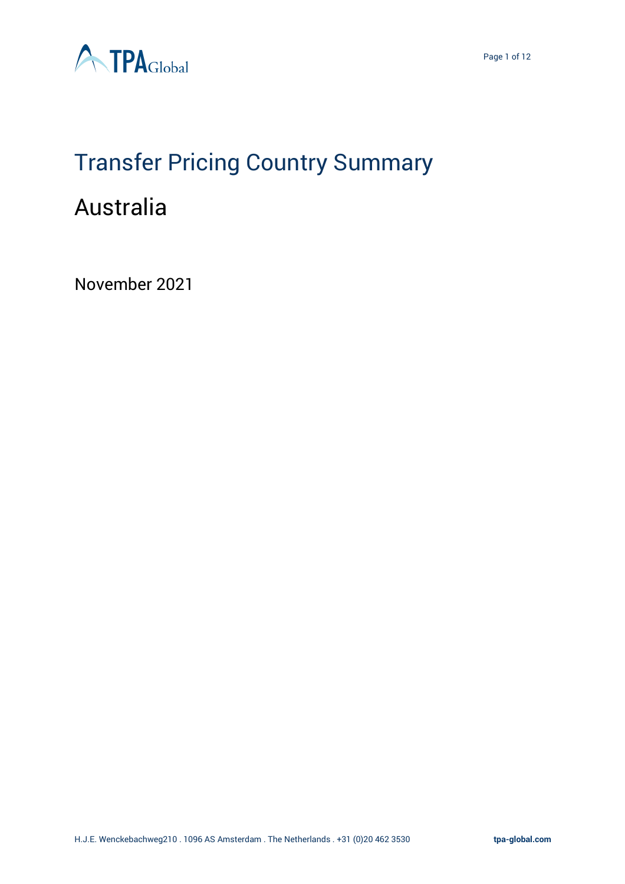# Transfer Pricing Country Summary

## Australia

November 2021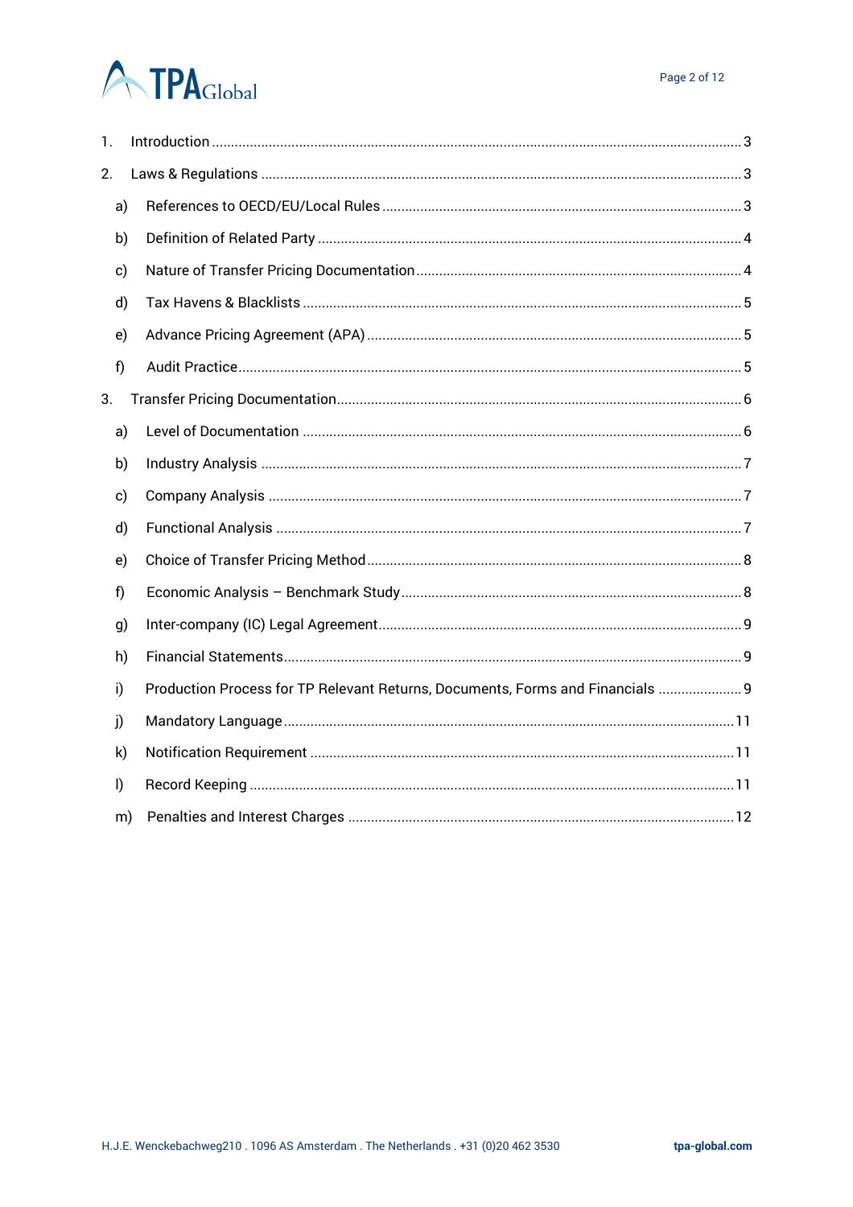1. Introduction ........................................................................................................................................ 3
2. Laws & Regulations ............................................................................................................................ 3
    - a) References to OECD/EU/Local Rules ............................................................................................. 3
    - b) Definition of Related Party ............................................................................................................. 4
    - c) Nature of Transfer Pricing Documentation .................................................................................... 4
    - d) Tax Havens & Blacklists ................................................................................................................. 5
    - e) Advance Pricing Agreement (APA) ................................................................................................. 5
    - f) Audit Practice ................................................................................................................................... 5
3. Transfer Pricing Documentation ......................................................................................................... 6
    - a) Level of Documentation .................................................................................................................. 6
    - b) Industry Analysis ............................................................................................................................ 7
    - c) Company Analysis ........................................................................................................................... 7
    - d) Functional Analysis ........................................................................................................................ 7
    - e) Choice of Transfer Pricing Method ................................................................................................. 8
    - f) Economic Analysis – Benchmark Study ........................................................................................... 8
    - g) Inter-company (IC) Legal Agreement ............................................................................................... 9
    - h) Financial Statements ........................................................................................................................ 9
    - i) Production Process for TP Relevant Returns, Documents, Forms and Financials ...................... 9
    - j) Mandatory Language ....................................................................................................................... 11
    - k) Notification Requirement .............................................................................................................. 11
    - l) Record Keeping .............................................................................................................................. 11
    - m) Penalties and Interest Charges ..................................................................................................... 12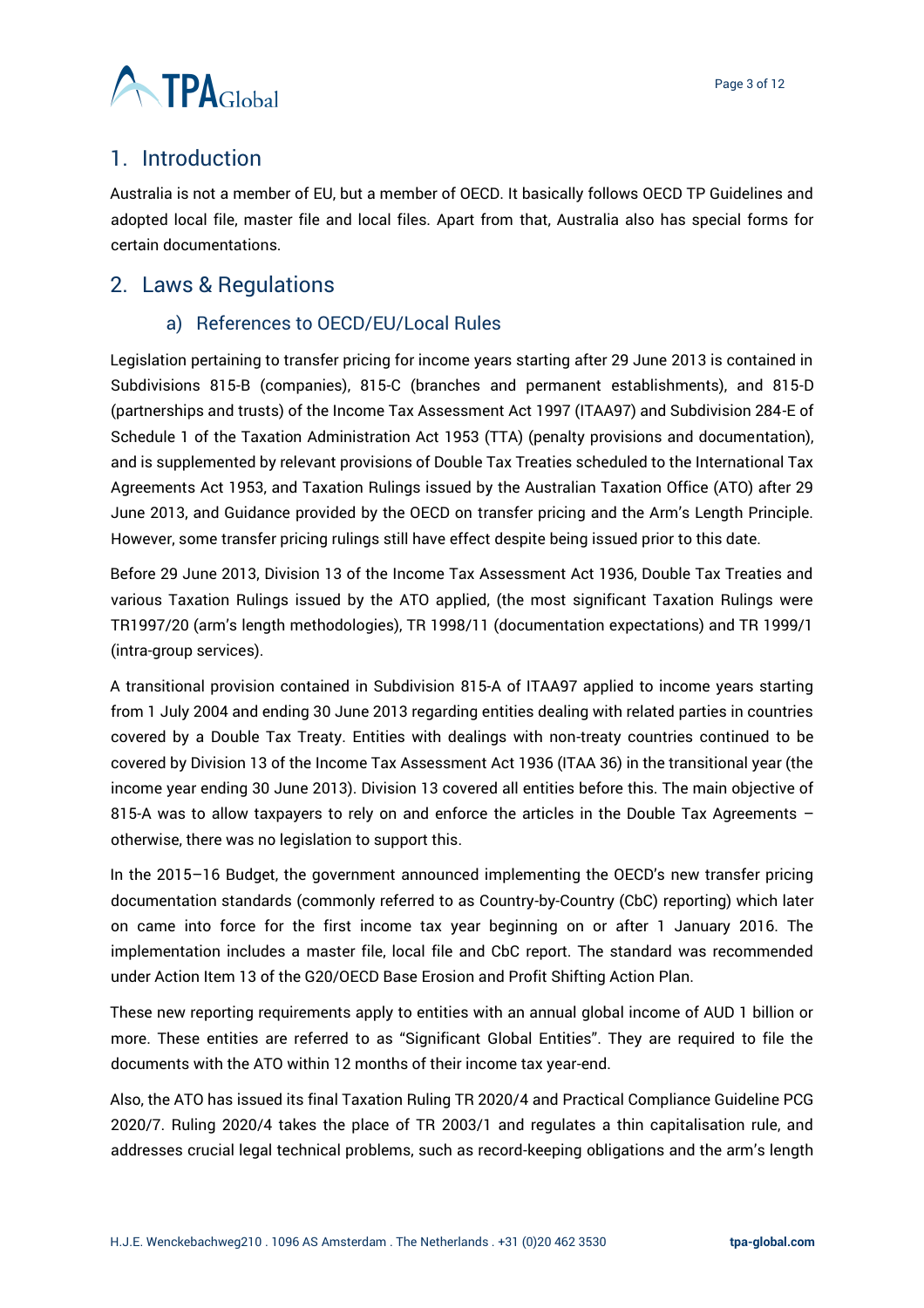## 1. Introduction

Australia is not a member of EU, but a member of OECD. It basically follows OECD TP Guidelines and adopted local file, master file and local files. Apart from that, Australia also has special forms for certain documentations.

## 2. Laws & Regulations

### a) References to OECD/EU/Local Rules

Legislation pertaining to transfer pricing for income years starting after 29 June 2013 is contained in Subdivisions 815-B (companies), 815-C (branches and permanent establishments), and 815-D (partnerships and trusts) of the Income Tax Assessment Act 1997 (ITAA97) and Subdivision 284-E of Schedule 1 of the Taxation Administration Act 1953 (TTA) (penalty provisions and documentation), and is supplemented by relevant provisions of Double Tax Treaties scheduled to the International Tax Agreements Act 1953, and Taxation Rulings issued by the Australian Taxation Office (ATO) after 29 June 2013, and Guidance provided by the OECD on transfer pricing and the Arm's Length Principle. However, some transfer pricing rulings still have effect despite being issued prior to this date.

Before 29 June 2013, Division 13 of the Income Tax Assessment Act 1936, Double Tax Treaties and various Taxation Rulings issued by the ATO applied, (the most significant Taxation Rulings were TR1997/20 (arm's length methodologies), TR 1998/11 (documentation expectations) and TR 1999/1 (intra-group services).

A transitional provision contained in Subdivision 815-A of ITAA97 applied to income years starting from 1 July 2004 and ending 30 June 2013 regarding entities dealing with related parties in countries covered by a Double Tax Treaty. Entities with dealings with non-treaty countries continued to be covered by Division 13 of the Income Tax Assessment Act 1936 (ITAA 36) in the transitional year (the income year ending 30 June 2013). Division 13 covered all entities before this. The main objective of 815-A was to allow taxpayers to rely on and enforce the articles in the Double Tax Agreements – otherwise, there was no legislation to support this.

In the 2015–16 Budget, the government announced implementing the OECD's new transfer pricing documentation standards (commonly referred to as Country-by-Country (CbC) reporting) which later on came into force for the first income tax year beginning on or after 1 January 2016. The implementation includes a master file, local file and CbC report. The standard was recommended under Action Item 13 of the G20/OECD Base Erosion and Profit Shifting Action Plan.

These new reporting requirements apply to entities with an annual global income of AUD 1 billion or more. These entities are referred to as "Significant Global Entities". They are required to file the documents with the ATO within 12 months of their income tax year-end.

Also, the ATO has issued its final Taxation Ruling TR 2020/4 and Practical Compliance Guideline PCG 2020/7. Ruling 2020/4 takes the place of TR 2003/1 and regulates a thin capitalisation rule, and addresses crucial legal technical problems, such as record-keeping obligations and the arm's length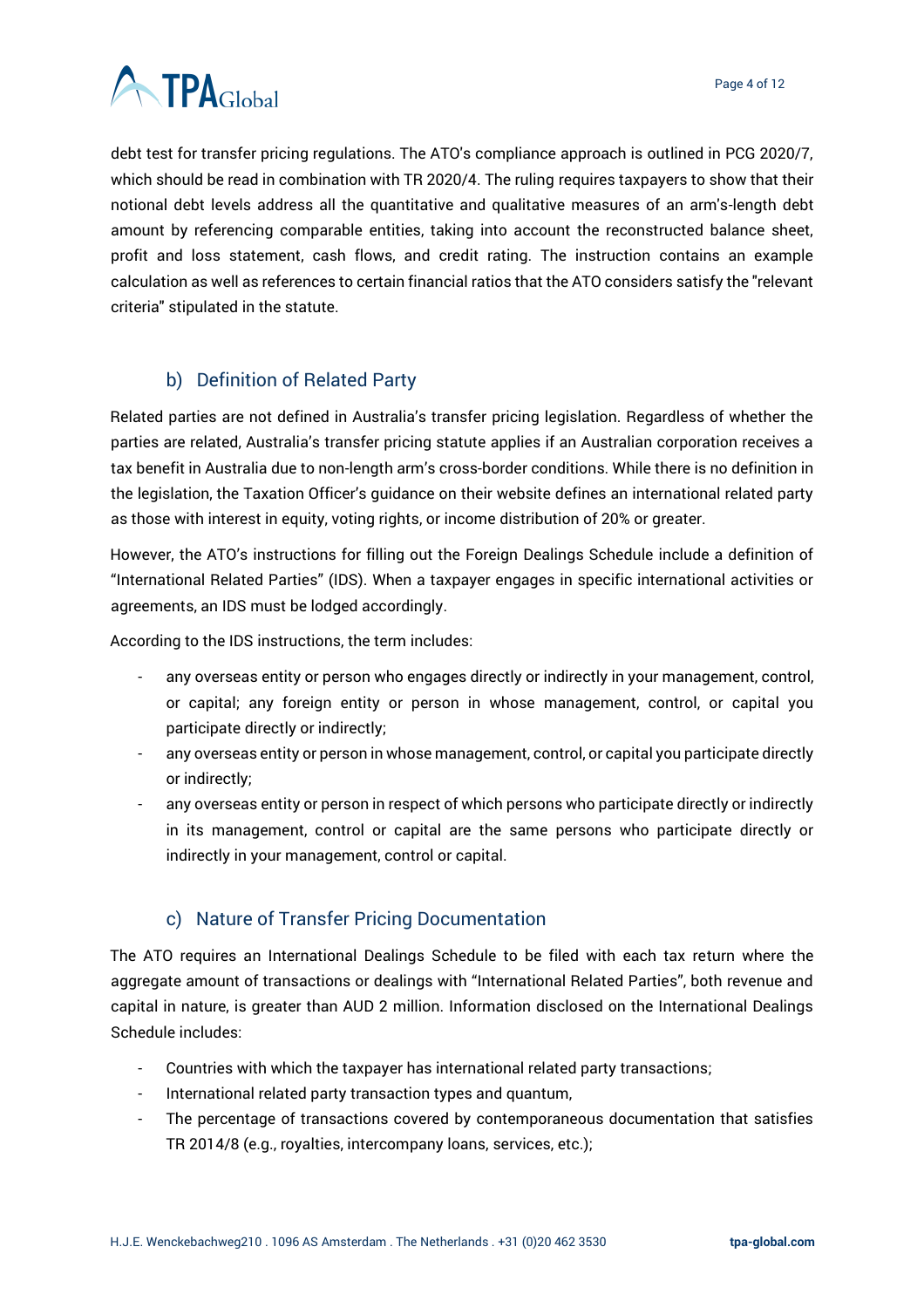debt test for transfer pricing regulations. The ATO's compliance approach is outlined in PCG 2020/7, which should be read in combination with TR 2020/4. The ruling requires taxpayers to show that their notional debt levels address all the quantitative and qualitative measures of an arm's-length debt amount by referencing comparable entities, taking into account the reconstructed balance sheet, profit and loss statement, cash flows, and credit rating. The instruction contains an example calculation as well as references to certain financial ratios that the ATO considers satisfy the "relevant criteria" stipulated in the statute.

### b) Definition of Related Party

Related parties are not defined in Australia's transfer pricing legislation. Regardless of whether the parties are related, Australia's transfer pricing statute applies if an Australian corporation receives a tax benefit in Australia due to non-length arm's cross-border conditions. While there is no definition in the legislation, the Taxation Officer's guidance on their website defines an international related party as those with interest in equity, voting rights, or income distribution of 20% or greater.

However, the ATO's instructions for filling out the Foreign Dealings Schedule include a definition of "International Related Parties" (IDS). When a taxpayer engages in specific international activities or agreements, an IDS must be lodged accordingly.

According to the IDS instructions, the term includes:

- any overseas entity or person who engages directly or indirectly in your management, control, or capital; any foreign entity or person in whose management, control, or capital you participate directly or indirectly;
- any overseas entity or person in whose management, control, or capital you participate directly or indirectly;
- any overseas entity or person in respect of which persons who participate directly or indirectly in its management, control or capital are the same persons who participate directly or indirectly in your management, control or capital.

### c) Nature of Transfer Pricing Documentation

The ATO requires an International Dealings Schedule to be filed with each tax return where the aggregate amount of transactions or dealings with "International Related Parties", both revenue and capital in nature, is greater than AUD 2 million. Information disclosed on the International Dealings Schedule includes:

- Countries with which the taxpayer has international related party transactions;
- International related party transaction types and quantum,
- The percentage of transactions covered by contemporaneous documentation that satisfies TR 2014/8 (e.g., royalties, intercompany loans, services, etc.);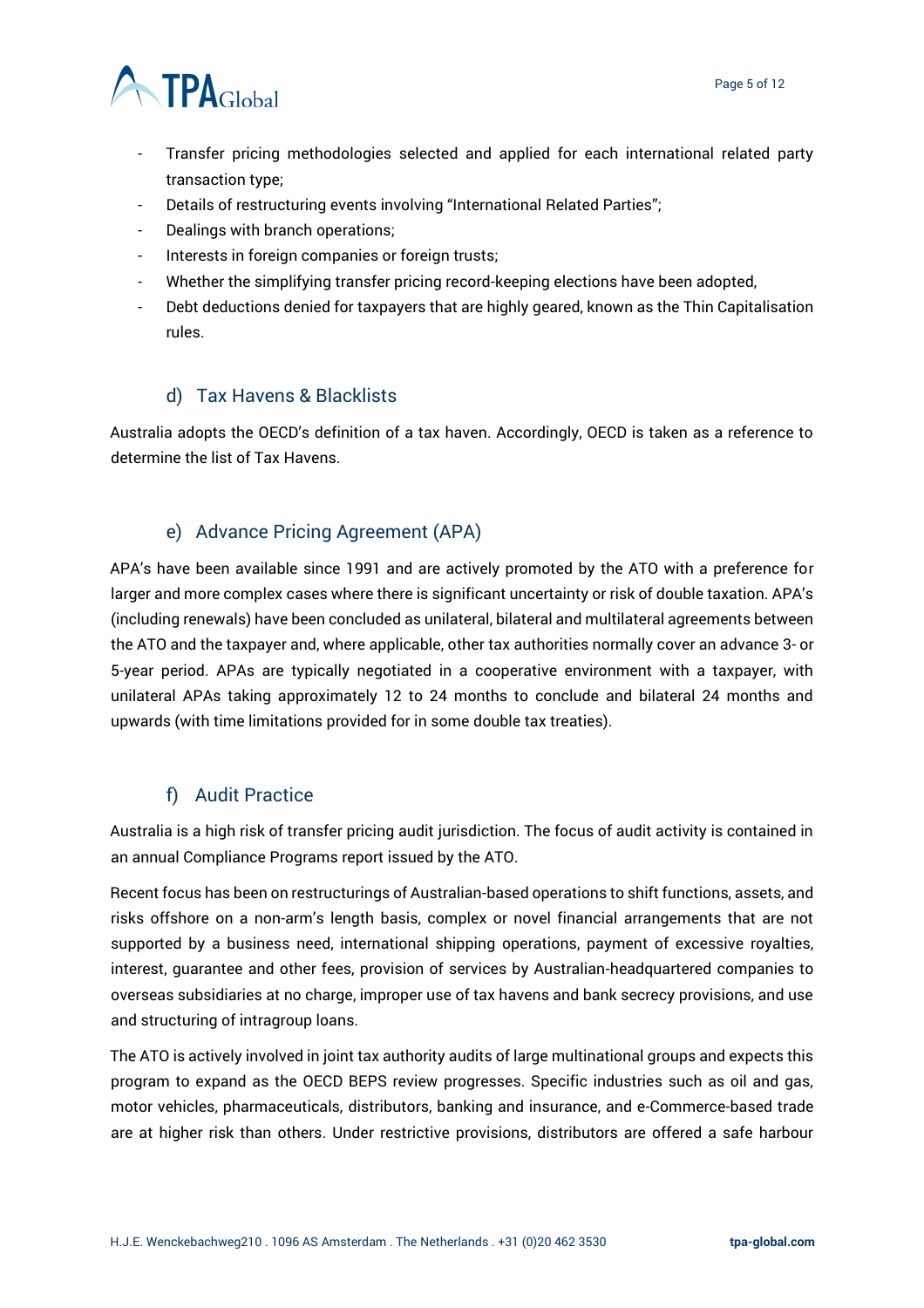- Transfer pricing methodologies selected and applied for each international related party transaction type;
- Details of restructuring events involving "International Related Parties";
- Dealings with branch operations;
- Interests in foreign companies or foreign trusts;
- Whether the simplifying transfer pricing record-keeping elections have been adopted,
- Debt deductions denied for taxpayers that are highly geared, known as the Thin Capitalisation rules.

### d) Tax Havens & Blacklists

Australia adopts the OECD's definition of a tax haven. Accordingly, OECD is taken as a reference to determine the list of Tax Havens.

### e) Advance Pricing Agreement (APA)

APA's have been available since 1991 and are actively promoted by the ATO with a preference for larger and more complex cases where there is significant uncertainty or risk of double taxation. APA's (including renewals) have been concluded as unilateral, bilateral and multilateral agreements between the ATO and the taxpayer and, where applicable, other tax authorities normally cover an advance 3- or 5-year period. APAs are typically negotiated in a cooperative environment with a taxpayer, with unilateral APAs taking approximately 12 to 24 months to conclude and bilateral 24 months and upwards (with time limitations provided for in some double tax treaties).

### f) Audit Practice

Australia is a high risk of transfer pricing audit jurisdiction. The focus of audit activity is contained in an annual Compliance Programs report issued by the ATO.

Recent focus has been on restructurings of Australian-based operations to shift functions, assets, and risks offshore on a non-arm's length basis, complex or novel financial arrangements that are not supported by a business need, international shipping operations, payment of excessive royalties, interest, guarantee and other fees, provision of services by Australian-headquartered companies to overseas subsidiaries at no charge, improper use of tax havens and bank secrecy provisions, and use and structuring of intragroup loans.

The ATO is actively involved in joint tax authority audits of large multinational groups and expects this program to expand as the OECD BEPS review progresses. Specific industries such as oil and gas, motor vehicles, pharmaceuticals, distributors, banking and insurance, and e-Commerce-based trade are at higher risk than others. Under restrictive provisions, distributors are offered a safe harbour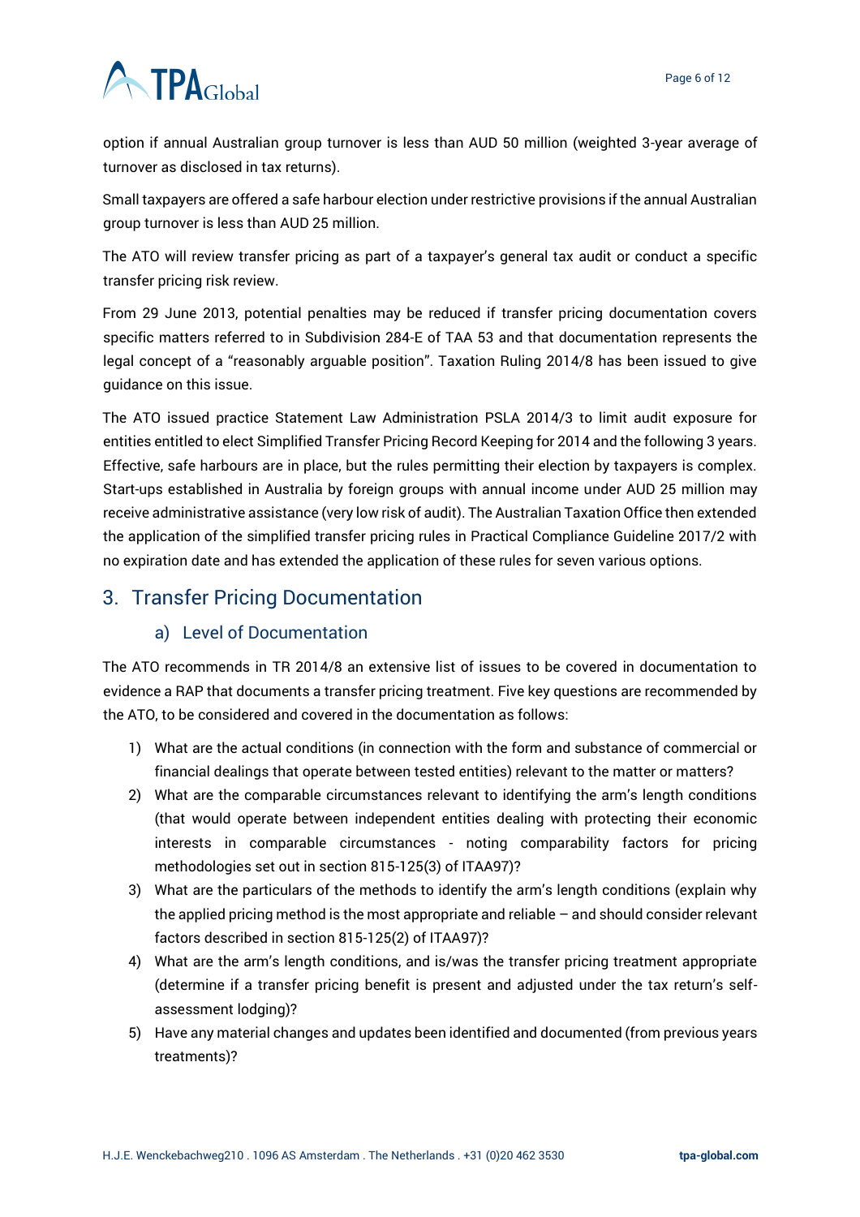option if annual Australian group turnover is less than AUD 50 million (weighted 3-year average of turnover as disclosed in tax returns).

Small taxpayers are offered a safe harbour election under restrictive provisions if the annual Australian group turnover is less than AUD 25 million.

The ATO will review transfer pricing as part of a taxpayer's general tax audit or conduct a specific transfer pricing risk review.

From 29 June 2013, potential penalties may be reduced if transfer pricing documentation covers specific matters referred to in Subdivision 284-E of TAA 53 and that documentation represents the legal concept of a "reasonably arguable position". Taxation Ruling 2014/8 has been issued to give guidance on this issue.

The ATO issued practice Statement Law Administration PSLA 2014/3 to limit audit exposure for entities entitled to elect Simplified Transfer Pricing Record Keeping for 2014 and the following 3 years. Effective, safe harbours are in place, but the rules permitting their election by taxpayers is complex. Start-ups established in Australia by foreign groups with annual income under AUD 25 million may receive administrative assistance (very low risk of audit). The Australian Taxation Office then extended the application of the simplified transfer pricing rules in Practical Compliance Guideline 2017/2 with no expiration date and has extended the application of these rules for seven various options.

## 3. Transfer Pricing Documentation

### a) Level of Documentation

The ATO recommends in TR 2014/8 an extensive list of issues to be covered in documentation to evidence a RAP that documents a transfer pricing treatment. Five key questions are recommended by the ATO, to be considered and covered in the documentation as follows:

1) What are the actual conditions (in connection with the form and substance of commercial or financial dealings that operate between tested entities) relevant to the matter or matters?
2) What are the comparable circumstances relevant to identifying the arm's length conditions (that would operate between independent entities dealing with protecting their economic interests in comparable circumstances - noting comparability factors for pricing methodologies set out in section 815-125(3) of ITAA97)?
3) What are the particulars of the methods to identify the arm's length conditions (explain why the applied pricing method is the most appropriate and reliable – and should consider relevant factors described in section 815-125(2) of ITAA97)?
4) What are the arm's length conditions, and is/was the transfer pricing treatment appropriate (determine if a transfer pricing benefit is present and adjusted under the tax return's self-assessment lodging)?
5) Have any material changes and updates been identified and documented (from previous years treatments)?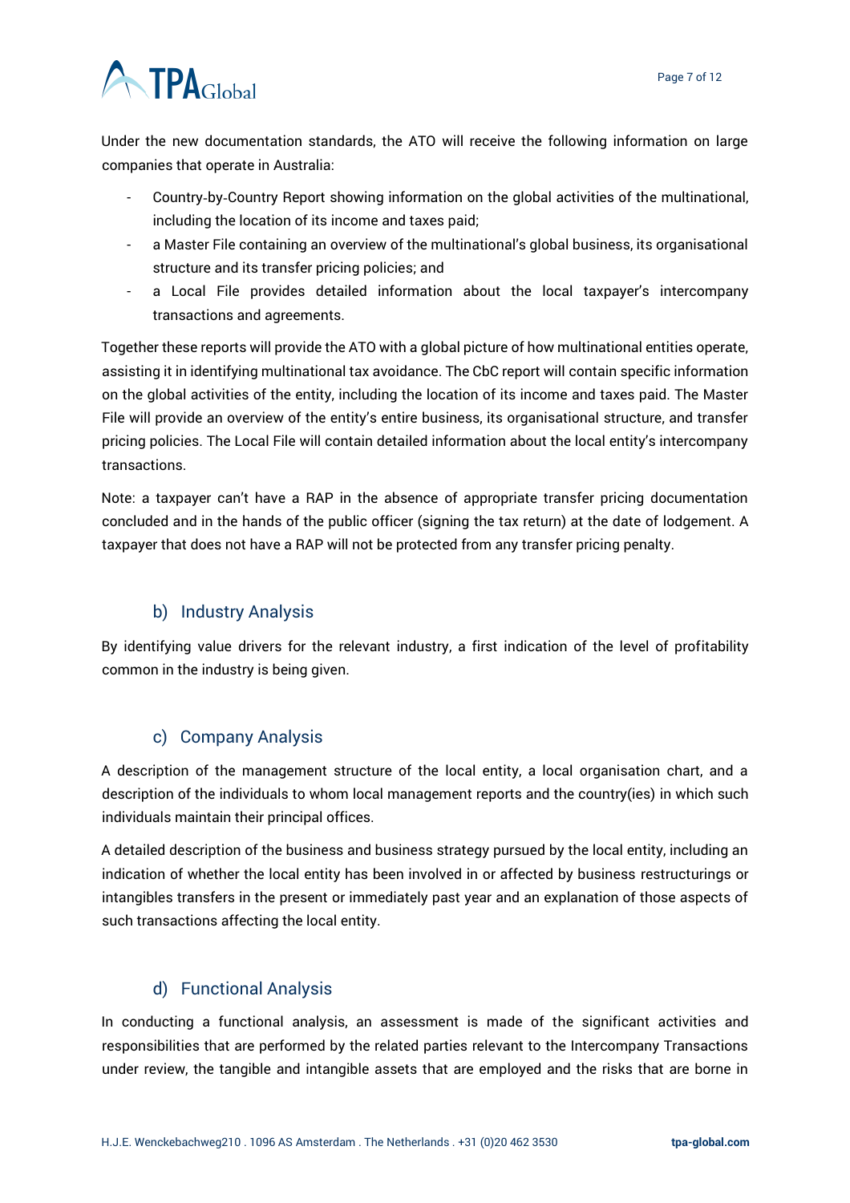Under the new documentation standards, the ATO will receive the following information on large companies that operate in Australia:

- Country-by-Country Report showing information on the global activities of the multinational, including the location of its income and taxes paid;
- a Master File containing an overview of the multinational's global business, its organisational structure and its transfer pricing policies; and
- a Local File provides detailed information about the local taxpayer's intercompany transactions and agreements.

Together these reports will provide the ATO with a global picture of how multinational entities operate, assisting it in identifying multinational tax avoidance. The CbC report will contain specific information on the global activities of the entity, including the location of its income and taxes paid. The Master File will provide an overview of the entity's entire business, its organisational structure, and transfer pricing policies. The Local File will contain detailed information about the local entity's intercompany transactions.

Note: a taxpayer can't have a RAP in the absence of appropriate transfer pricing documentation concluded and in the hands of the public officer (signing the tax return) at the date of lodgement. A taxpayer that does not have a RAP will not be protected from any transfer pricing penalty.

### b) Industry Analysis

By identifying value drivers for the relevant industry, a first indication of the level of profitability common in the industry is being given.

### c) Company Analysis

A description of the management structure of the local entity, a local organisation chart, and a description of the individuals to whom local management reports and the country(ies) in which such individuals maintain their principal offices.

A detailed description of the business and business strategy pursued by the local entity, including an indication of whether the local entity has been involved in or affected by business restructurings or intangibles transfers in the present or immediately past year and an explanation of those aspects of such transactions affecting the local entity.

### d) Functional Analysis

In conducting a functional analysis, an assessment is made of the significant activities and responsibilities that are performed by the related parties relevant to the Intercompany Transactions under review, the tangible and intangible assets that are employed and the risks that are borne in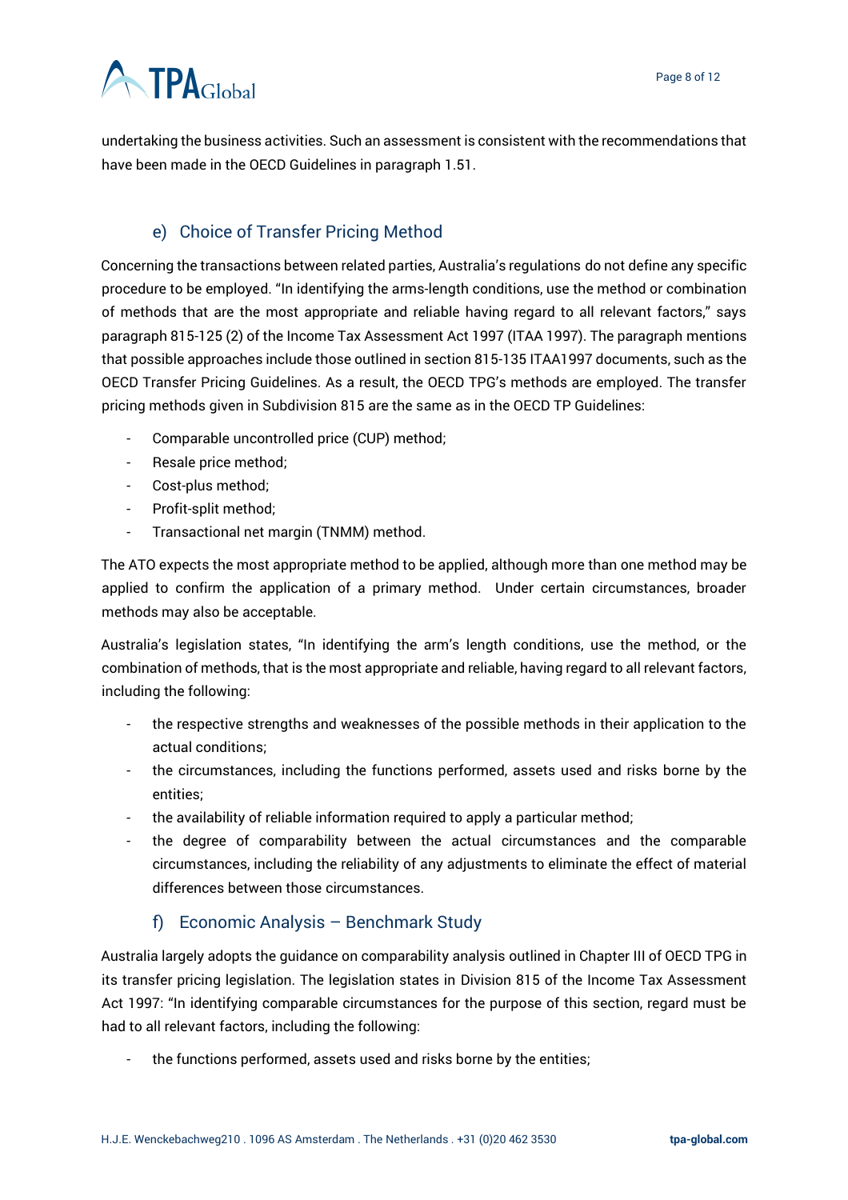undertaking the business activities. Such an assessment is consistent with the recommendations that have been made in the OECD Guidelines in paragraph 1.51.

### e) Choice of Transfer Pricing Method

Concerning the transactions between related parties, Australia's regulations do not define any specific procedure to be employed. "In identifying the arms-length conditions, use the method or combination of methods that are the most appropriate and reliable having regard to all relevant factors," says paragraph 815-125 (2) of the Income Tax Assessment Act 1997 (ITAA 1997). The paragraph mentions that possible approaches include those outlined in section 815-135 ITAA1997 documents, such as the OECD Transfer Pricing Guidelines. As a result, the OECD TPG's methods are employed. The transfer pricing methods given in Subdivision 815 are the same as in the OECD TP Guidelines:

- Comparable uncontrolled price (CUP) method;
- Resale price method;
- Cost-plus method;
- Profit-split method;
- Transactional net margin (TNMM) method.

The ATO expects the most appropriate method to be applied, although more than one method may be applied to confirm the application of a primary method. Under certain circumstances, broader methods may also be acceptable.

Australia's legislation states, "In identifying the arm's length conditions, use the method, or the combination of methods, that is the most appropriate and reliable, having regard to all relevant factors, including the following:

- the respective strengths and weaknesses of the possible methods in their application to the actual conditions;
- the circumstances, including the functions performed, assets used and risks borne by the entities;
- the availability of reliable information required to apply a particular method;
- the degree of comparability between the actual circumstances and the comparable circumstances, including the reliability of any adjustments to eliminate the effect of material differences between those circumstances.

### f) Economic Analysis – Benchmark Study

Australia largely adopts the guidance on comparability analysis outlined in Chapter III of OECD TPG in its transfer pricing legislation. The legislation states in Division 815 of the Income Tax Assessment Act 1997: "In identifying comparable circumstances for the purpose of this section, regard must be had to all relevant factors, including the following:

- the functions performed, assets used and risks borne by the entities;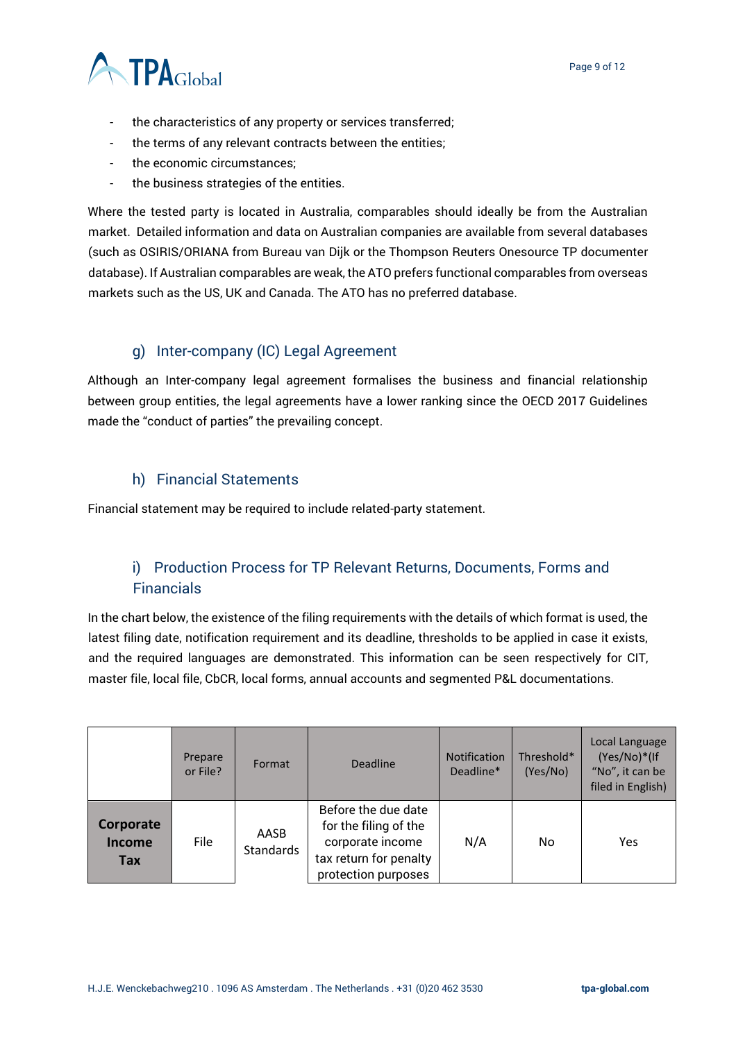- the characteristics of any property or services transferred;
- the terms of any relevant contracts between the entities;
- the economic circumstances;
- the business strategies of the entities.

Where the tested party is located in Australia, comparables should ideally be from the Australian market. Detailed information and data on Australian companies are available from several databases (such as OSIRIS/ORIANA from Bureau van Dijk or the Thompson Reuters Onesource TP documenter database). If Australian comparables are weak, the ATO prefers functional comparables from overseas markets such as the US, UK and Canada. The ATO has no preferred database.

## g) Inter-company (IC) Legal Agreement

Although an Inter-company legal agreement formalises the business and financial relationship between group entities, the legal agreements have a lower ranking since the OECD 2017 Guidelines made the "conduct of parties" the prevailing concept.

## h) Financial Statements

Financial statement may be required to include related-party statement.

## i) Production Process for TP Relevant Returns, Documents, Forms and Financials

In the chart below, the existence of the filing requirements with the details of which format is used, the latest filing date, notification requirement and its deadline, thresholds to be applied in case it exists, and the required languages are demonstrated. This information can be seen respectively for CIT, master file, local file, CbCR, local forms, annual accounts and segmented P&L documentations.

| | Prepare or File? | Format | Deadline | Notification Deadline* | Threshold* (Yes/No) | Local Language (Yes/No)*(If "No", it can be filed in English) |
|---|---|---|---|---|---|---|
| **Corporate Income Tax** | File | AASB Standards | Before the due date for the filing of the corporate income tax return for penalty protection purposes | N/A | No | Yes |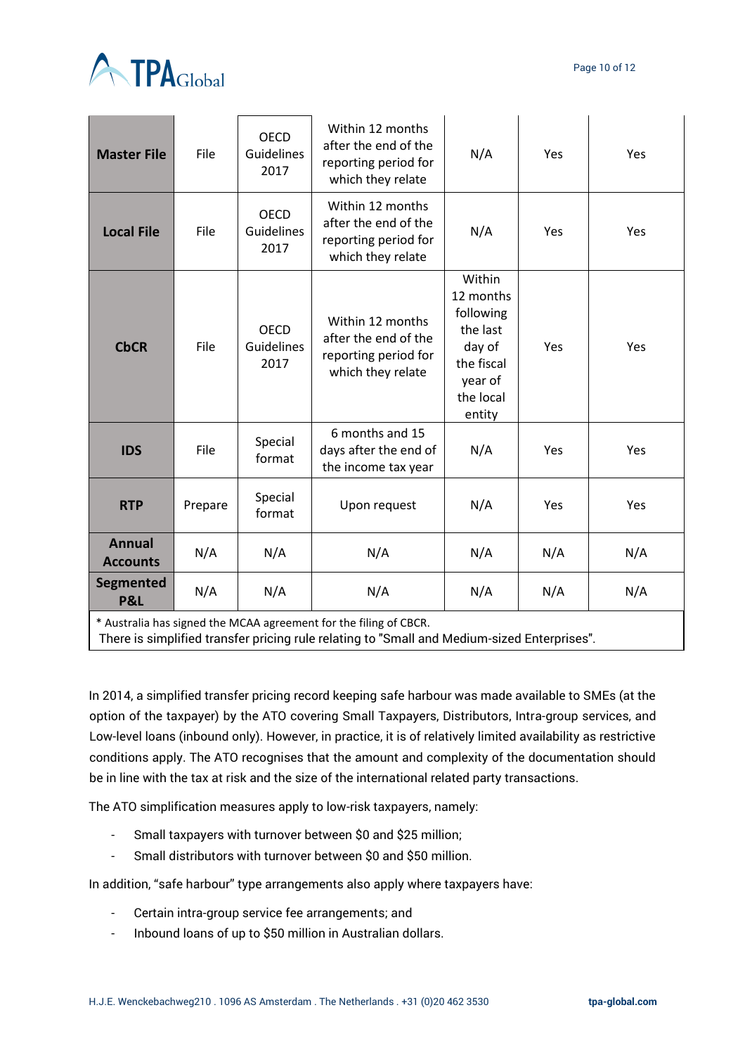| Master File | File | OECD Guidelines 2017 | Within 12 months after the end of the reporting period for which they relate | N/A | Yes | Yes |
|---|---|---|---|---|---|---|
| **Local File** | File | OECD Guidelines 2017 | Within 12 months after the end of the reporting period for which they relate | N/A | Yes | Yes |
| **CbCR** | File | OECD Guidelines 2017 | Within 12 months after the end of the reporting period for which they relate | Within 12 months following the last day of the fiscal year of the local entity | Yes | Yes |
| **IDS** | File | Special format | 6 months and 15 days after the end of the income tax year | N/A | Yes | Yes |
| **RTP** | Prepare | Special format | Upon request | N/A | Yes | Yes |
| **Annual Accounts** | N/A | N/A | N/A | N/A | N/A | N/A |
| **Segmented P&L** | N/A | N/A | N/A | N/A | N/A | N/A |

\* Australia has signed the MCAA agreement for the filing of CBCR.
There is simplified transfer pricing rule relating to "Small and Medium-sized Enterprises".

In 2014, a simplified transfer pricing record keeping safe harbour was made available to SMEs (at the option of the taxpayer) by the ATO covering Small Taxpayers, Distributors, Intra-group services, and Low-level loans (inbound only). However, in practice, it is of relatively limited availability as restrictive conditions apply. The ATO recognises that the amount and complexity of the documentation should be in line with the tax at risk and the size of the international related party transactions.

The ATO simplification measures apply to low-risk taxpayers, namely:

- Small taxpayers with turnover between $0 and $25 million;
- Small distributors with turnover between $0 and $50 million.

In addition, "safe harbour" type arrangements also apply where taxpayers have:

- Certain intra-group service fee arrangements; and
- Inbound loans of up to $50 million in Australian dollars.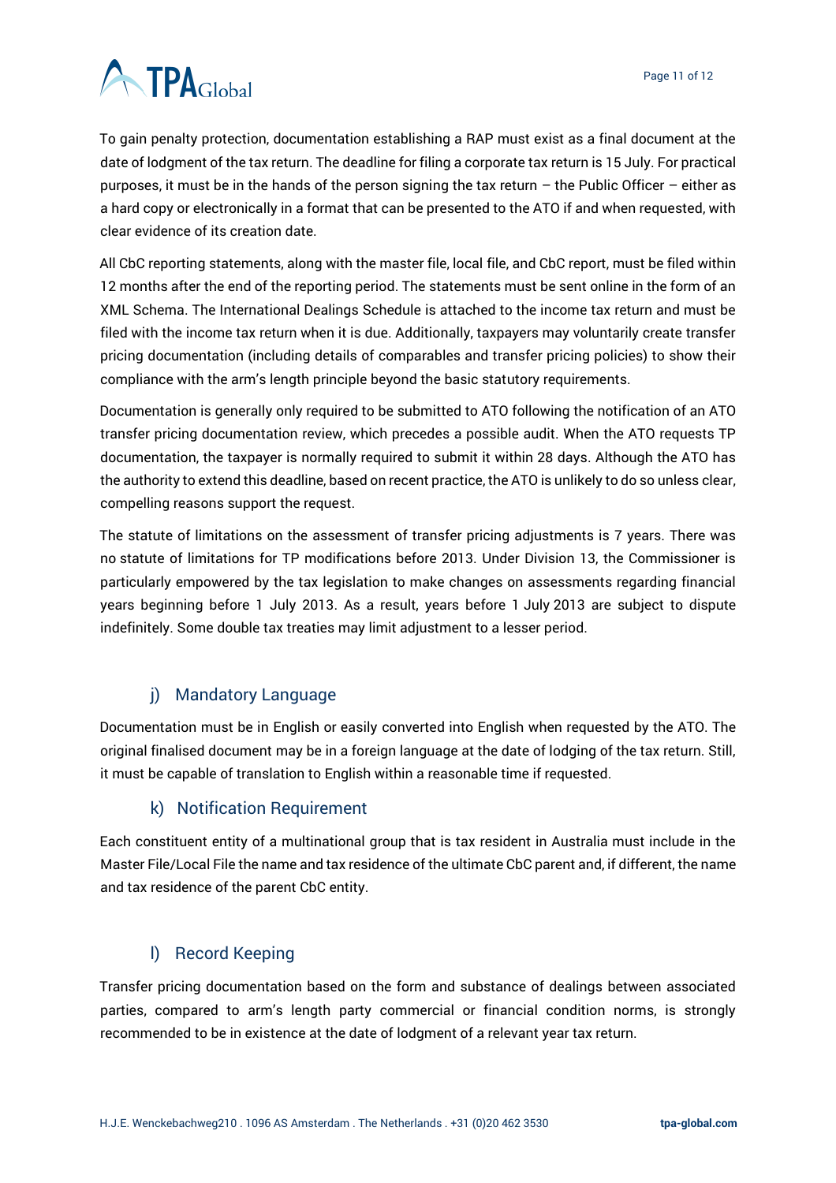To gain penalty protection, documentation establishing a RAP must exist as a final document at the date of lodgment of the tax return. The deadline for filing a corporate tax return is 15 July. For practical purposes, it must be in the hands of the person signing the tax return – the Public Officer – either as a hard copy or electronically in a format that can be presented to the ATO if and when requested, with clear evidence of its creation date.

All CbC reporting statements, along with the master file, local file, and CbC report, must be filed within 12 months after the end of the reporting period. The statements must be sent online in the form of an XML Schema. The International Dealings Schedule is attached to the income tax return and must be filed with the income tax return when it is due. Additionally, taxpayers may voluntarily create transfer pricing documentation (including details of comparables and transfer pricing policies) to show their compliance with the arm's length principle beyond the basic statutory requirements.

Documentation is generally only required to be submitted to ATO following the notification of an ATO transfer pricing documentation review, which precedes a possible audit. When the ATO requests TP documentation, the taxpayer is normally required to submit it within 28 days. Although the ATO has the authority to extend this deadline, based on recent practice, the ATO is unlikely to do so unless clear, compelling reasons support the request.

The statute of limitations on the assessment of transfer pricing adjustments is 7 years. There was no statute of limitations for TP modifications before 2013. Under Division 13, the Commissioner is particularly empowered by the tax legislation to make changes on assessments regarding financial years beginning before 1 July 2013. As a result, years before 1 July 2013 are subject to dispute indefinitely. Some double tax treaties may limit adjustment to a lesser period.

### j) Mandatory Language

Documentation must be in English or easily converted into English when requested by the ATO. The original finalised document may be in a foreign language at the date of lodging of the tax return. Still, it must be capable of translation to English within a reasonable time if requested.

### k) Notification Requirement

Each constituent entity of a multinational group that is tax resident in Australia must include in the Master File/Local File the name and tax residence of the ultimate CbC parent and, if different, the name and tax residence of the parent CbC entity.

### l) Record Keeping

Transfer pricing documentation based on the form and substance of dealings between associated parties, compared to arm's length party commercial or financial condition norms, is strongly recommended to be in existence at the date of lodgment of a relevant year tax return.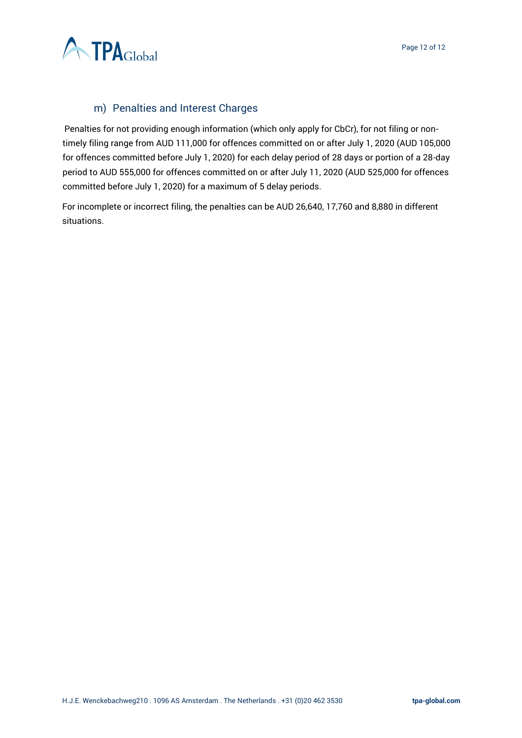## m) Penalties and Interest Charges

Penalties for not providing enough information (which only apply for CbCr), for not filing or non-timely filing range from AUD 111,000 for offences committed on or after July 1, 2020 (AUD 105,000 for offences committed before July 1, 2020) for each delay period of 28 days or portion of a 28-day period to AUD 555,000 for offences committed on or after July 11, 2020 (AUD 525,000 for offences committed before July 1, 2020) for a maximum of 5 delay periods.

For incomplete or incorrect filing, the penalties can be AUD 26,640, 17,760 and 8,880 in different situations.